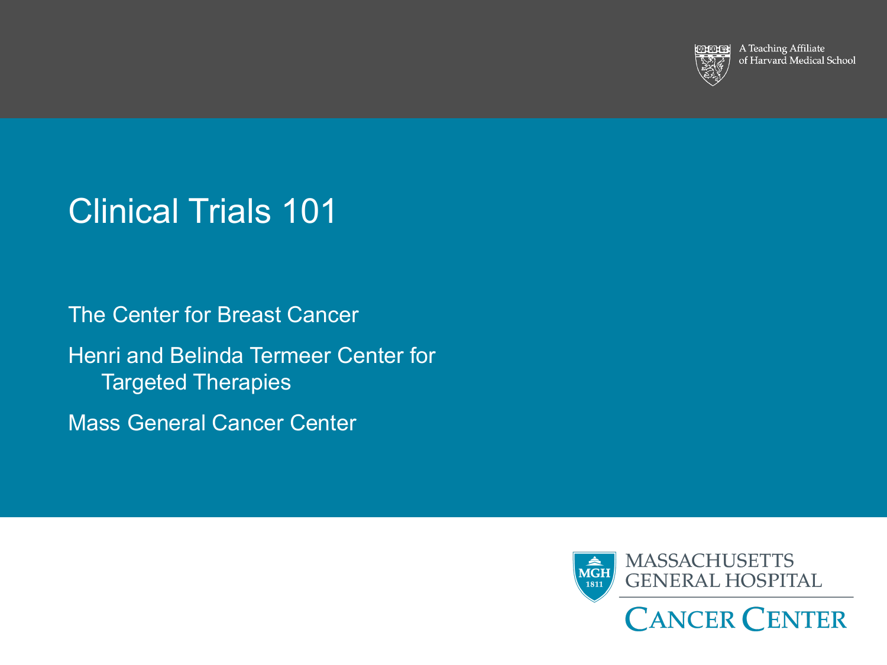A Teaching Affiliate of Harvard Medical School

# Clinical Trials 101

The Center for Breast Cancer

Henri and Belinda Termeer Center for Targeted Therapies

Mass General Cancer Center

MASSACHUSETTS GENERAL HOSPITAL

CANCER CENTER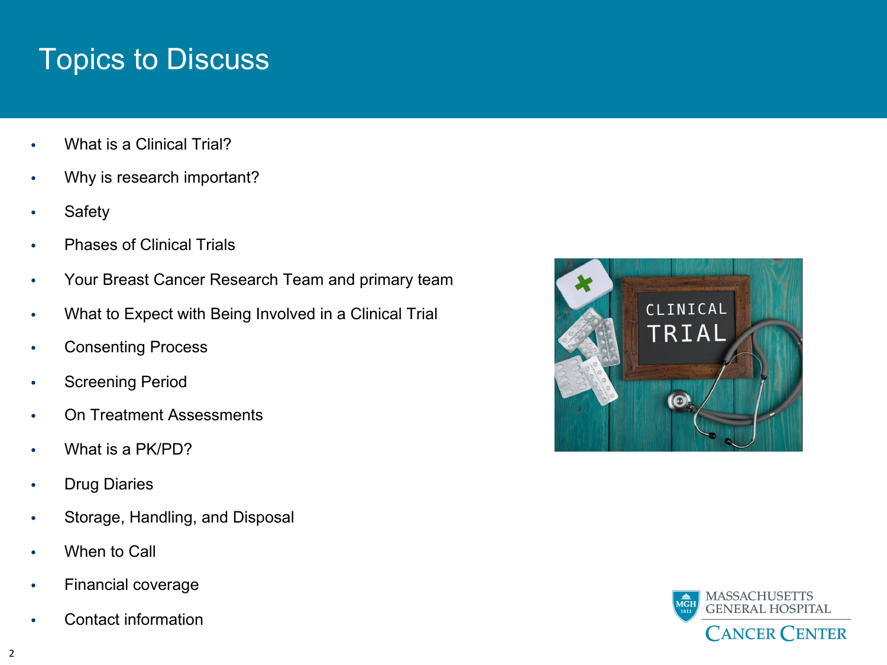# Topics to Discuss

- What is a Clinical Trial?
- Why is research important?
- Safety
- Phases of Clinical Trials
- Your Breast Cancer Research Team and primary team
- What to Expect with Being Involved in a Clinical Trial
- Consenting Process
- Screening Period
- On Treatment Assessments
- What is a PK/PD?
- Drug Diaries
- Storage, Handling, and Disposal
- When to Call
- Financial coverage
- Contact information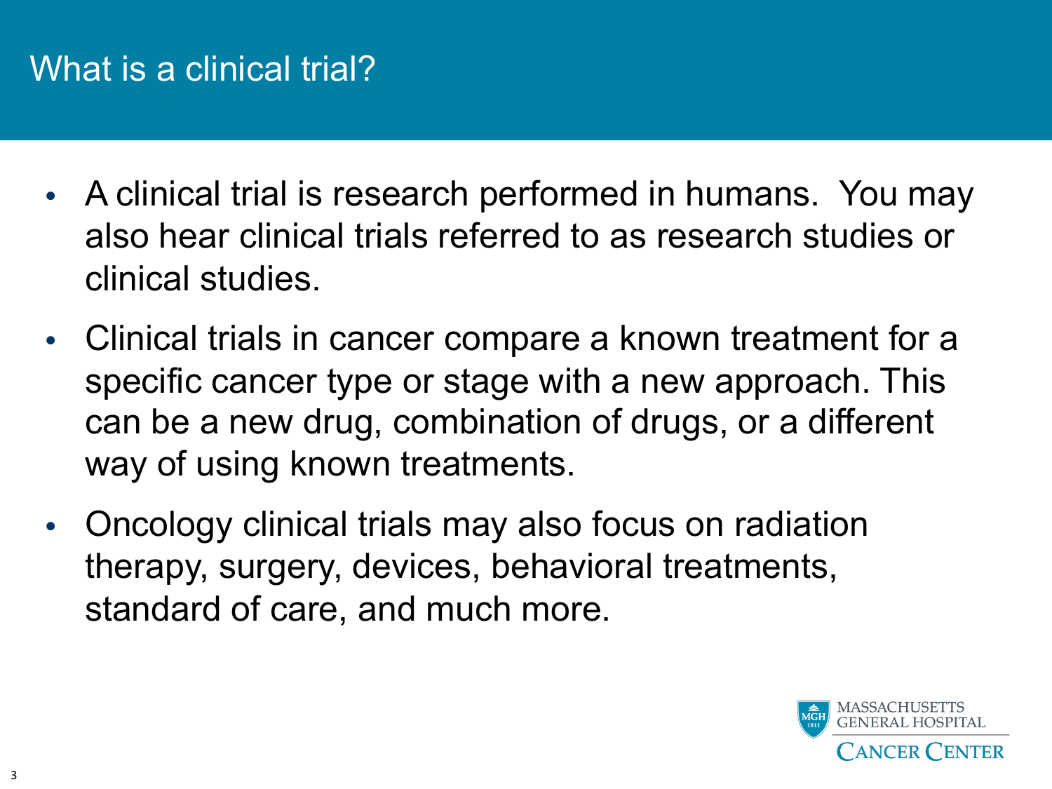# What is a clinical trial?

- A clinical trial is research performed in humans. You may also hear clinical trials referred to as research studies or clinical studies.
- Clinical trials in cancer compare a known treatment for a specific cancer type or stage with a new approach. This can be a new drug, combination of drugs, or a different way of using known treatments.
- Oncology clinical trials may also focus on radiation therapy, surgery, devices, behavioral treatments, standard of care, and much more.

MASSACHUSETTS GENERAL HOSPITAL
CANCER CENTER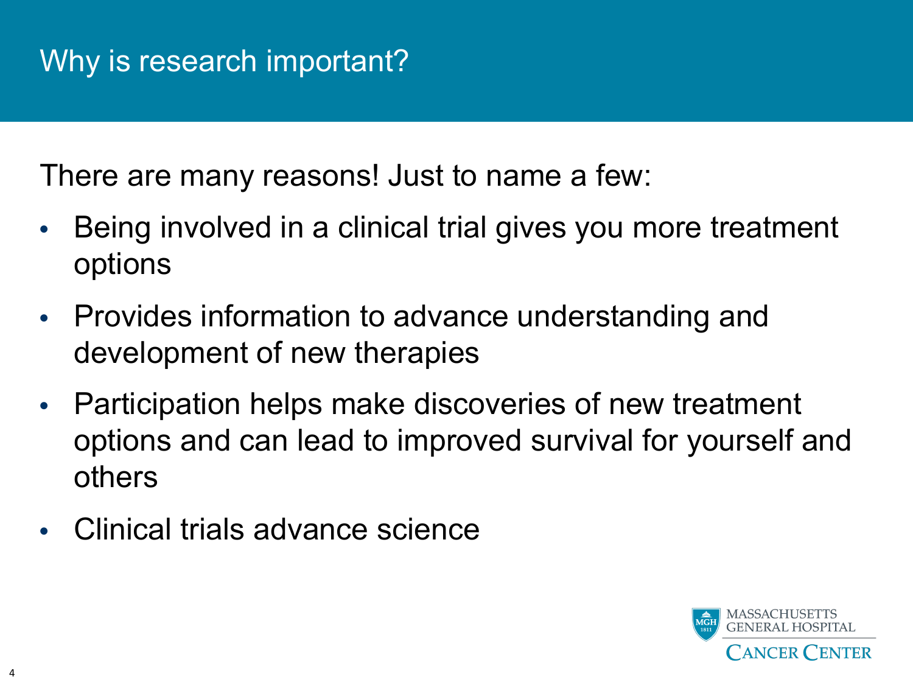# Why is research important?

There are many reasons! Just to name a few:

- Being involved in a clinical trial gives you more treatment options
- Provides information to advance understanding and development of new therapies
- Participation helps make discoveries of new treatment options and can lead to improved survival for yourself and others
- Clinical trials advance science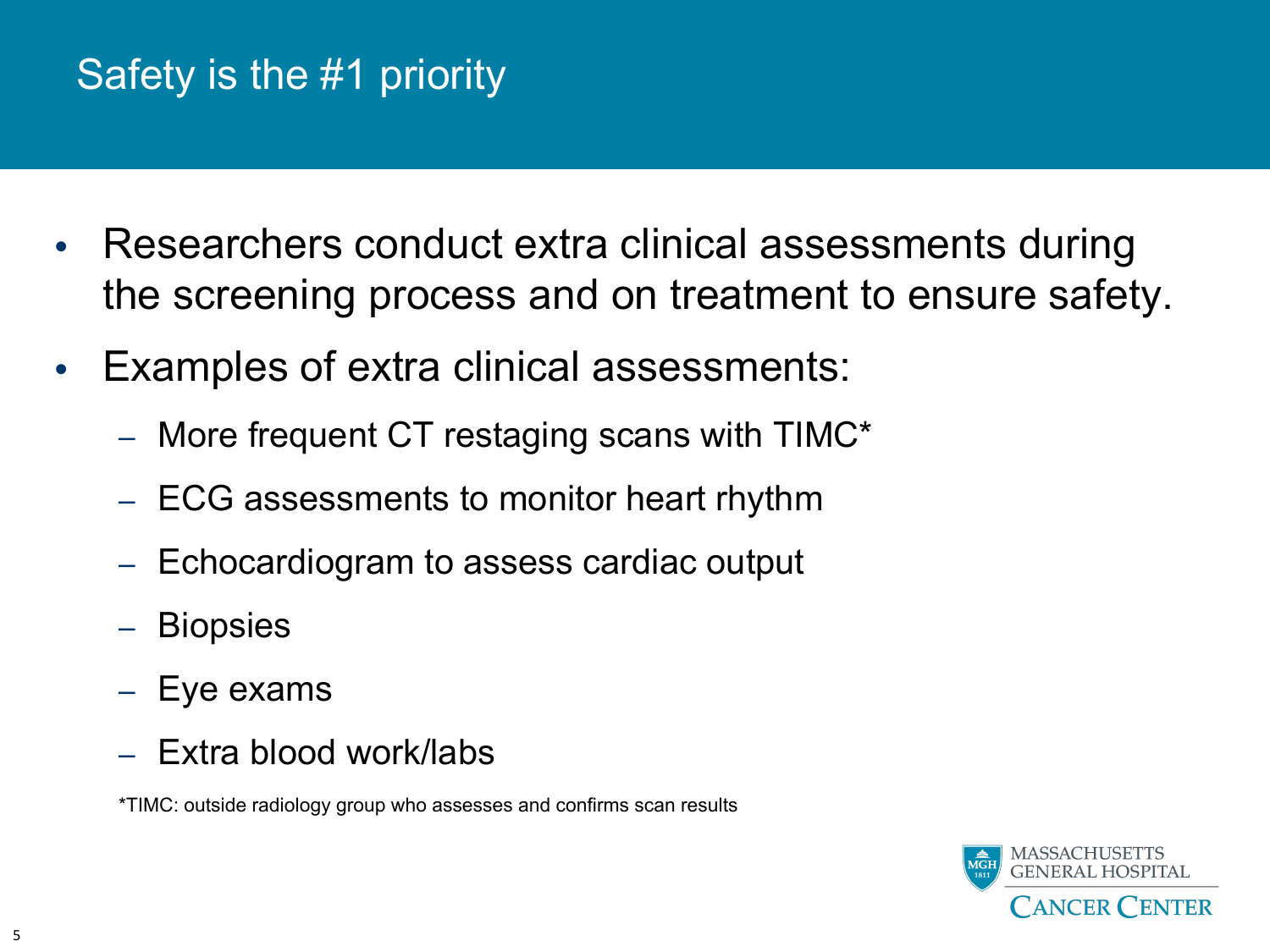# Safety is the #1 priority

- Researchers conduct extra clinical assessments during the screening process and on treatment to ensure safety.
- Examples of extra clinical assessments:
  - More frequent CT restaging scans with TIMC*
  - ECG assessments to monitor heart rhythm
  - Echocardiogram to assess cardiac output
  - Biopsies
  - Eye exams
  - Extra blood work/labs

*TIMC: outside radiology group who assesses and confirms scan results

MASSACHUSETTS GENERAL HOSPITAL CANCER CENTER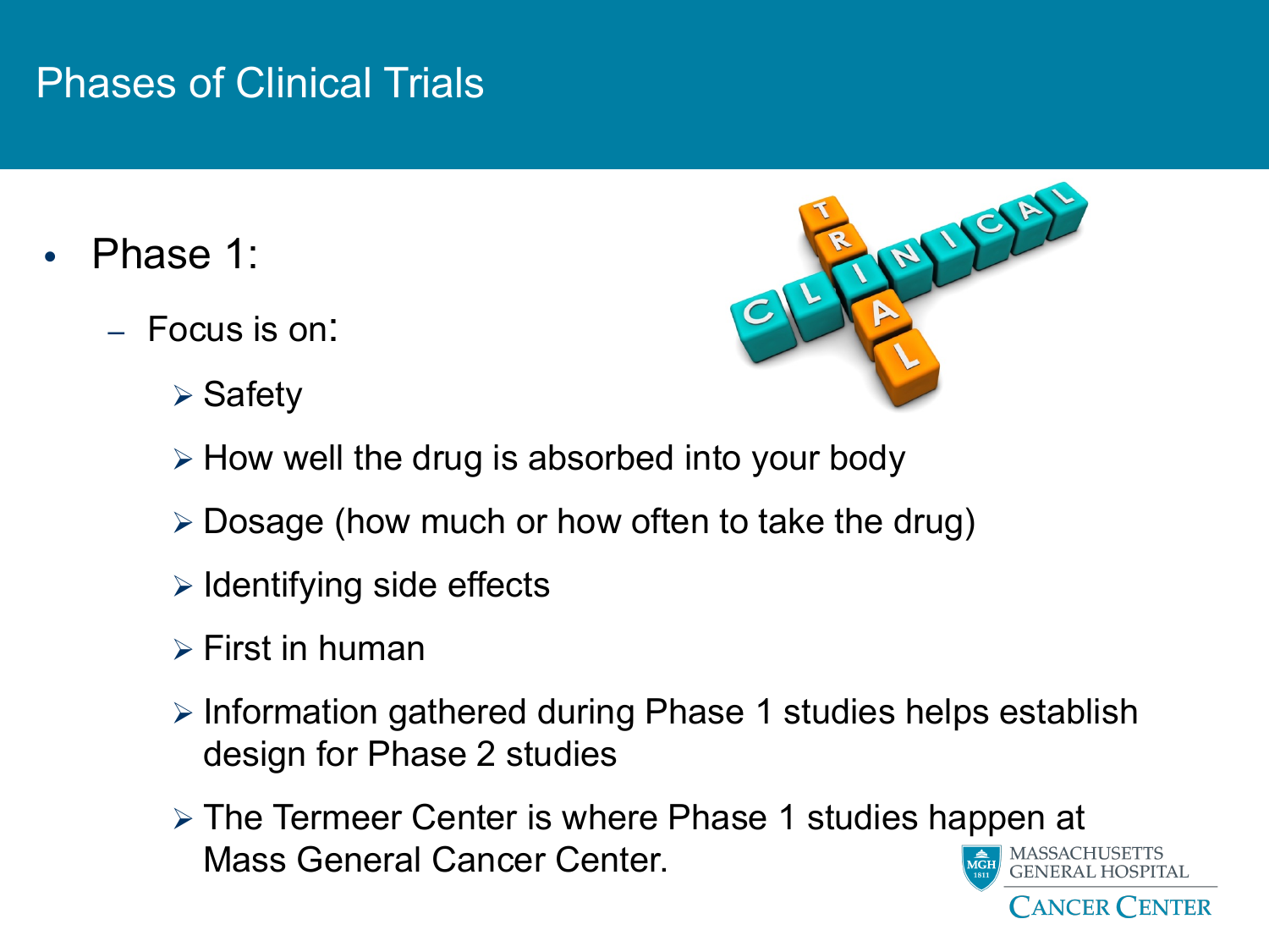# Phases of Clinical Trials

- Phase 1:
  - Focus is on:
    - Safety
    - How well the drug is absorbed into your body
    - Dosage (how much or how often to take the drug)
    - Identifying side effects
    - First in human
    - Information gathered during Phase 1 studies helps establish design for Phase 2 studies
    - The Termeer Center is where Phase 1 studies happen at Mass General Cancer Center.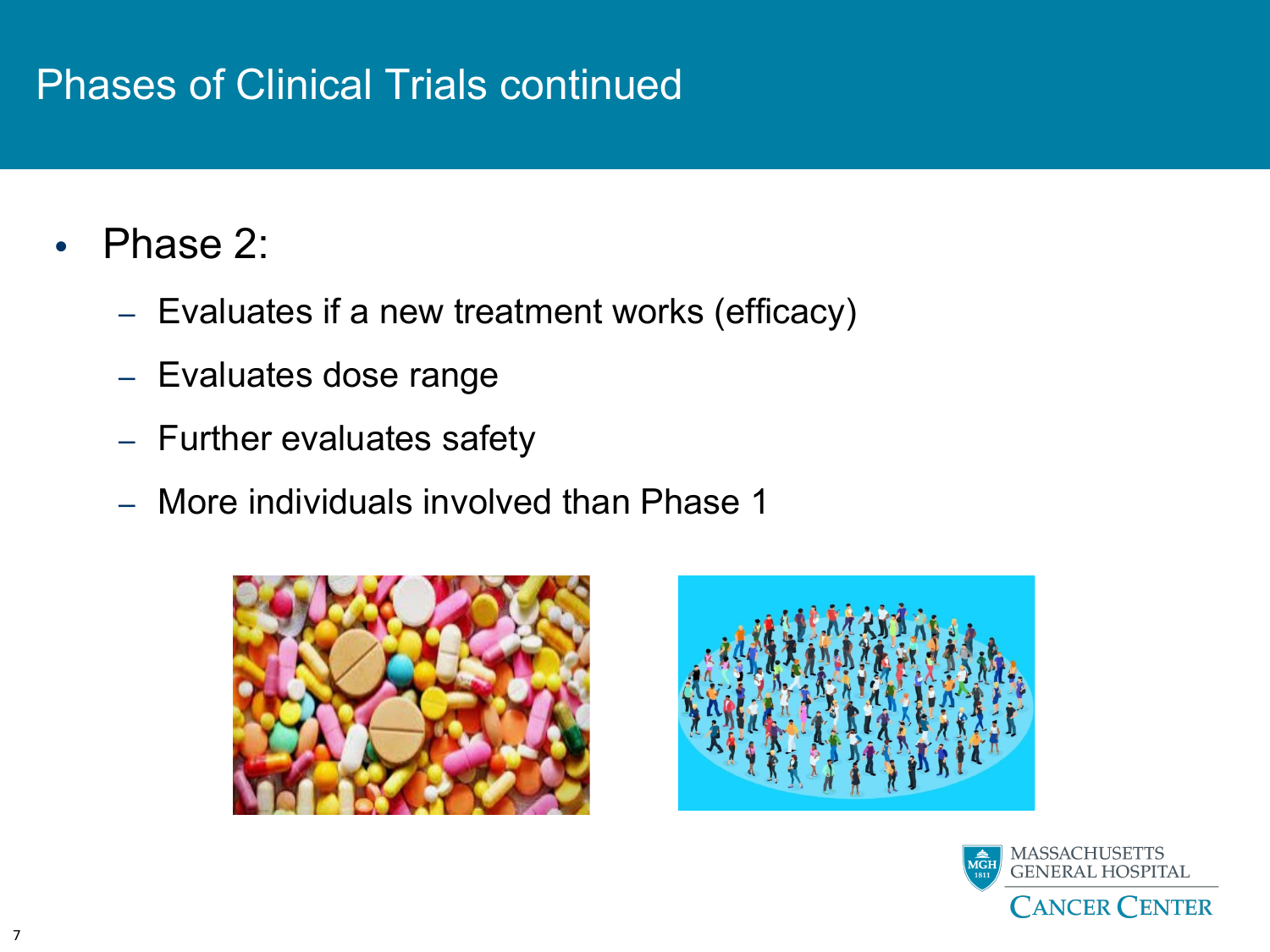# Phases of Clinical Trials continued

- Phase 2:
  - Evaluates if a new treatment works (efficacy)
  - Evaluates dose range
  - Further evaluates safety
  - More individuals involved than Phase 1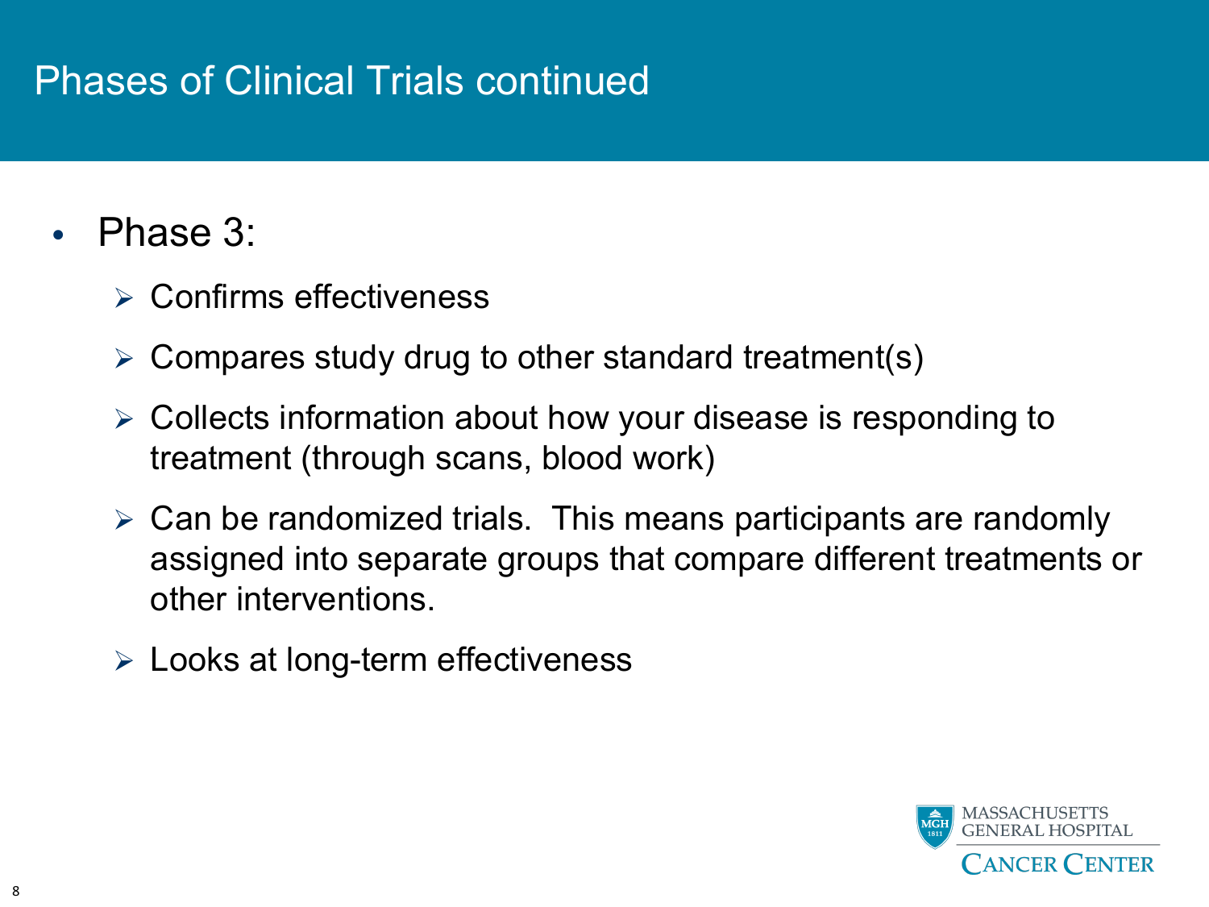# Phases of Clinical Trials continued

- Phase 3:
  - Confirms effectiveness
  - Compares study drug to other standard treatment(s)
  - Collects information about how your disease is responding to treatment (through scans, blood work)
  - Can be randomized trials.  This means participants are randomly assigned into separate groups that compare different treatments or other interventions.
  - Looks at long-term effectiveness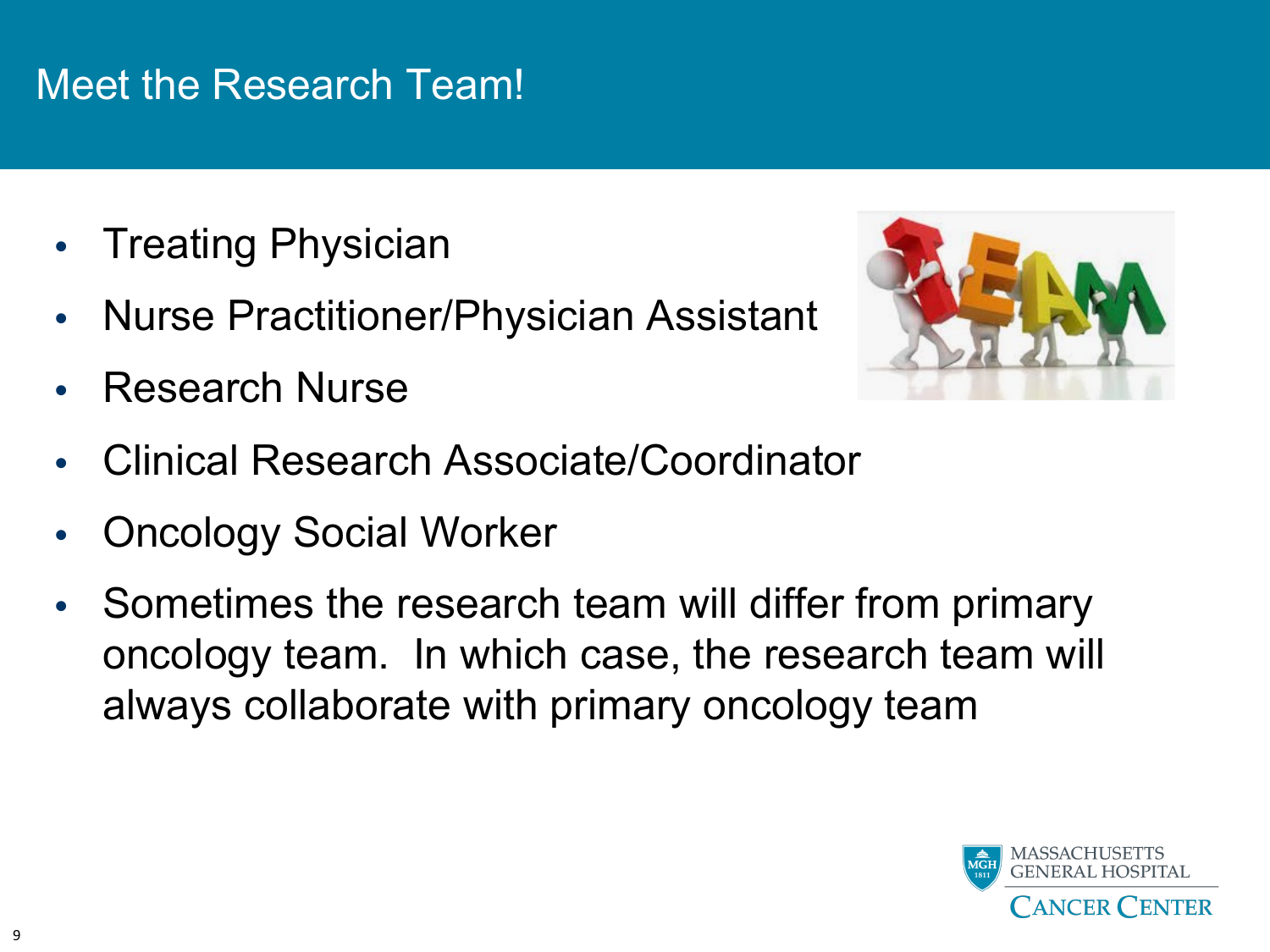# Meet the Research Team!

- Treating Physician
- Nurse Practitioner/Physician Assistant
- Research Nurse
- Clinical Research Associate/Coordinator
- Oncology Social Worker
- Sometimes the research team will differ from primary oncology team. In which case, the research team will always collaborate with primary oncology team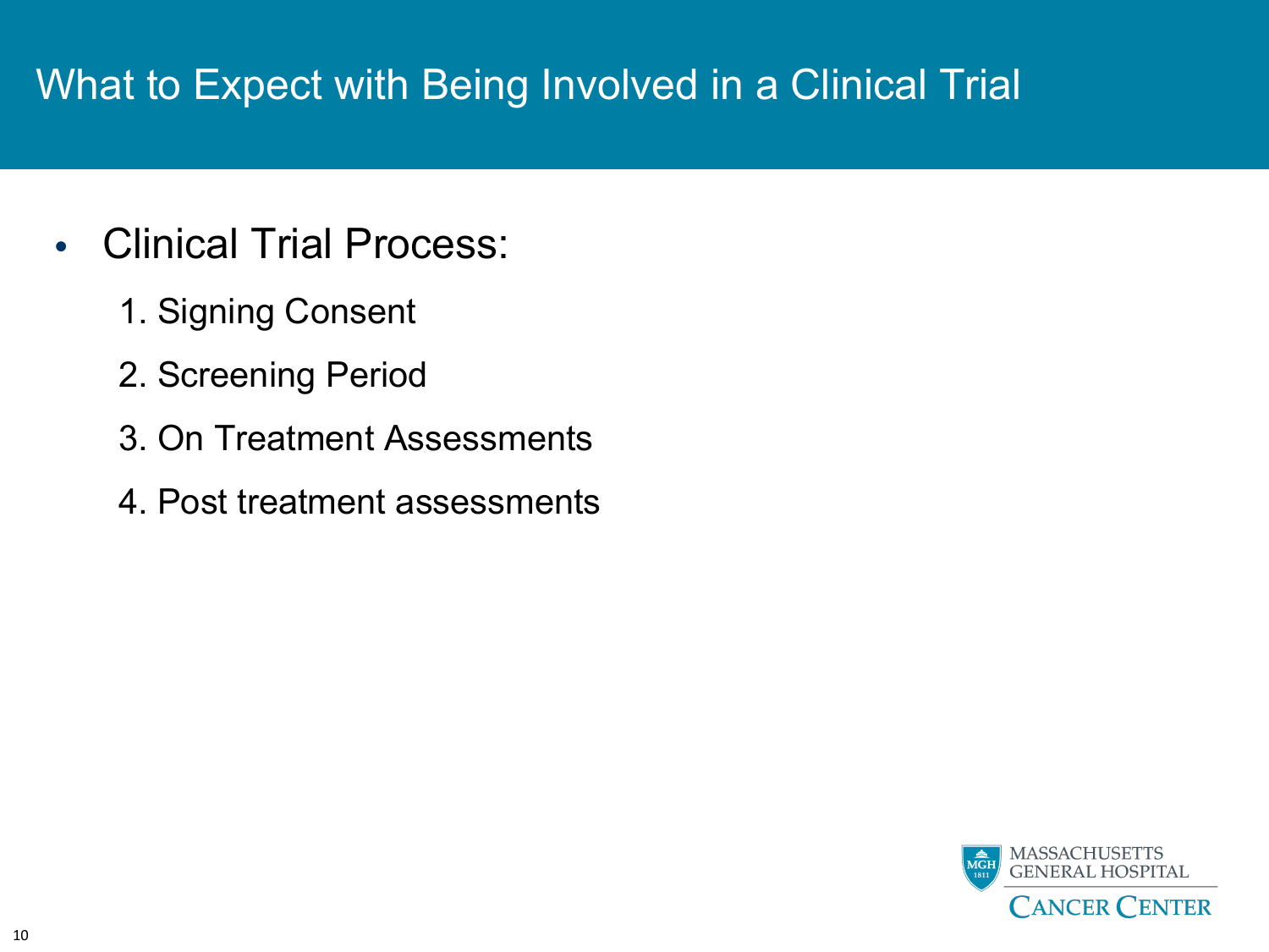# What to Expect with Being Involved in a Clinical Trial

- Clinical Trial Process:
  1. Signing Consent
  2. Screening Period
  3. On Treatment Assessments
  4. Post treatment assessments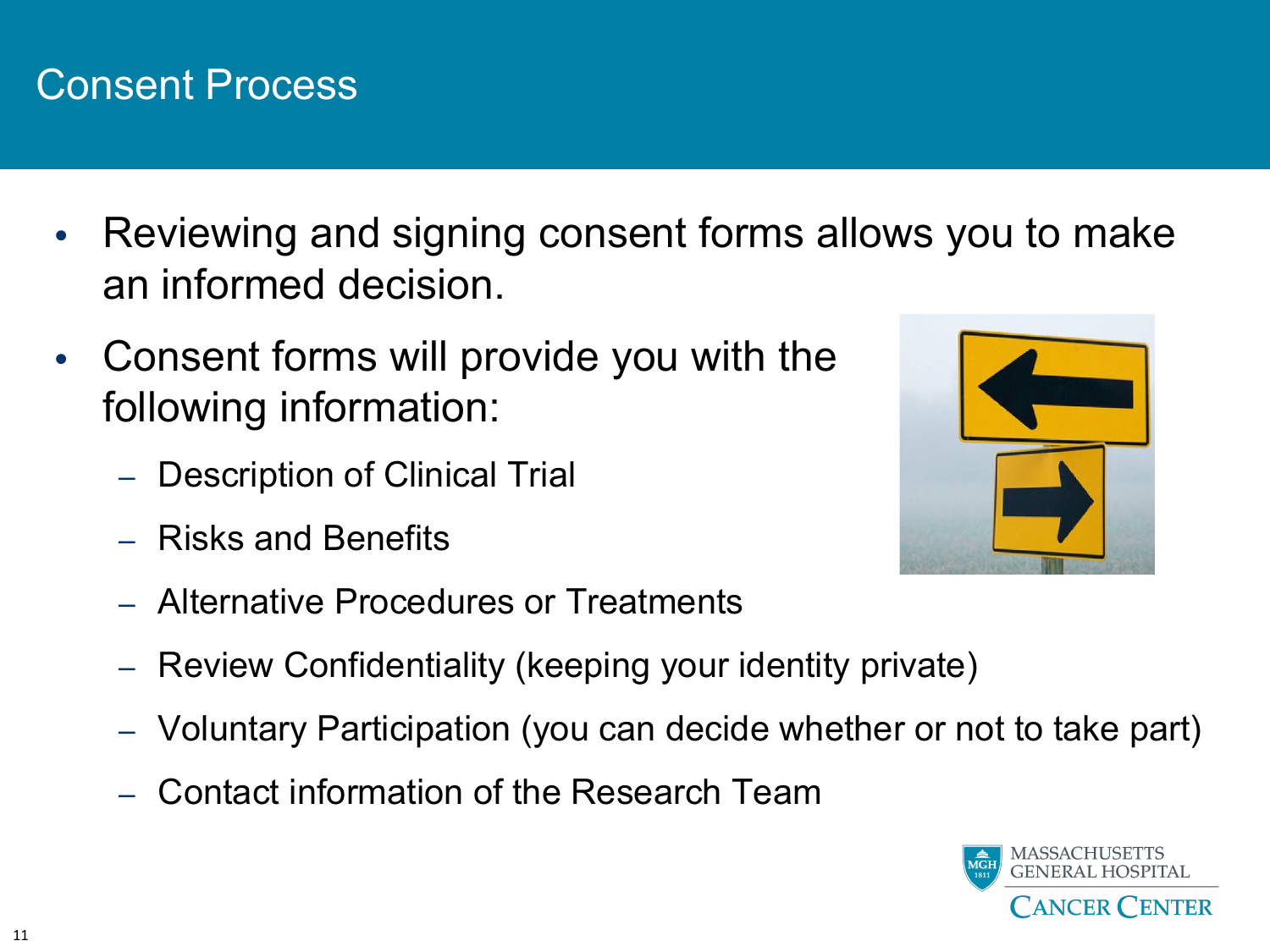# Consent Process

- Reviewing and signing consent forms allows you to make an informed decision.
- Consent forms will provide you with the following information:
  - Description of Clinical Trial
  - Risks and Benefits
  - Alternative Procedures or Treatments
  - Review Confidentiality (keeping your identity private)
  - Voluntary Participation (you can decide whether or not to take part)
  - Contact information of the Research Team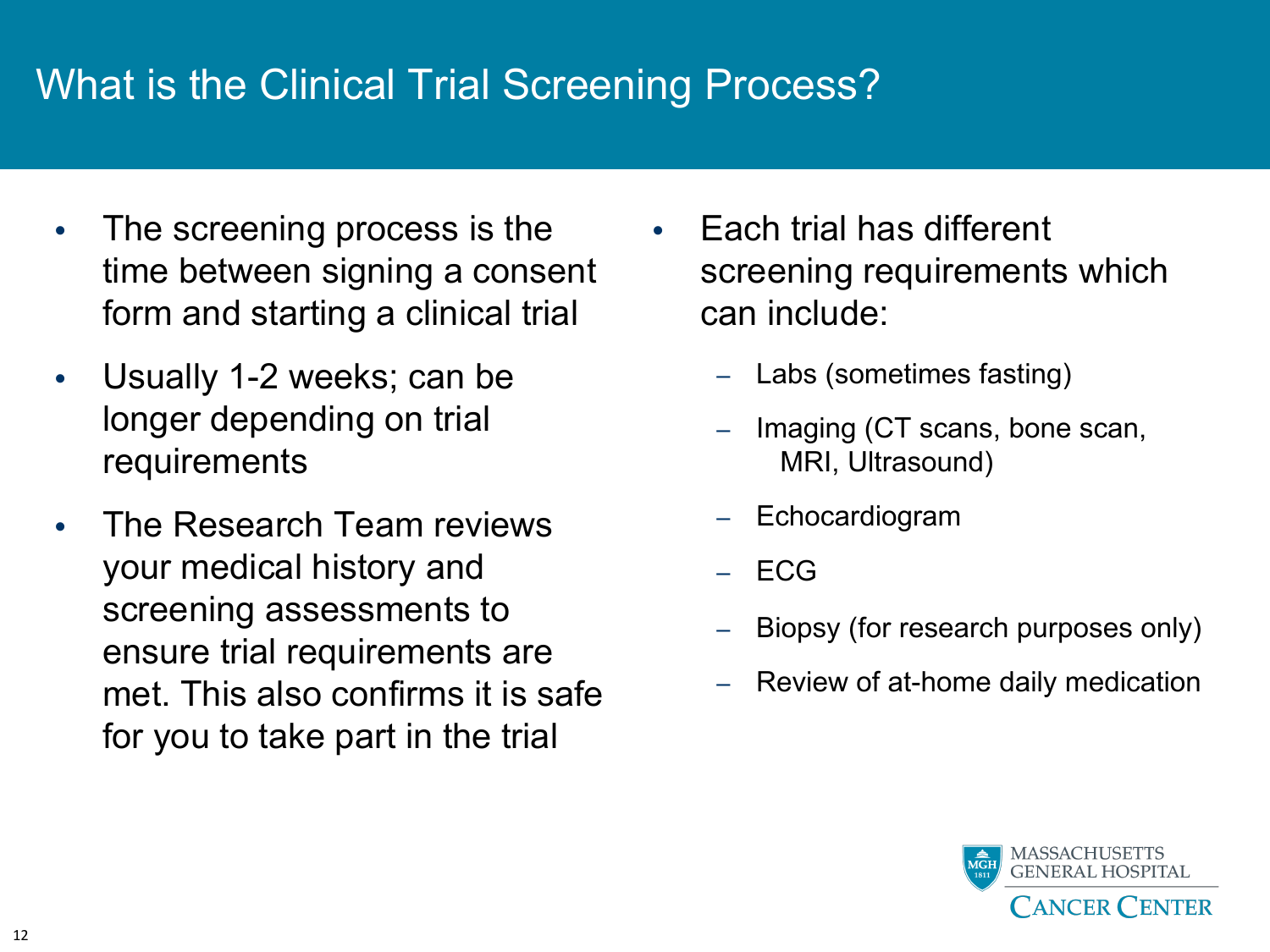# What is the Clinical Trial Screening Process?

- The screening process is the time between signing a consent form and starting a clinical trial
- Usually 1-2 weeks; can be longer depending on trial requirements
- The Research Team reviews your medical history and screening assessments to ensure trial requirements are met. This also confirms it is safe for you to take part in the trial

- Each trial has different screening requirements which can include:
  - Labs (sometimes fasting)
  - Imaging (CT scans, bone scan, MRI, Ultrasound)
  - Echocardiogram
  - ECG
  - Biopsy (for research purposes only)
  - Review of at-home daily medication

MASSACHUSETTS GENERAL HOSPITAL
CANCER CENTER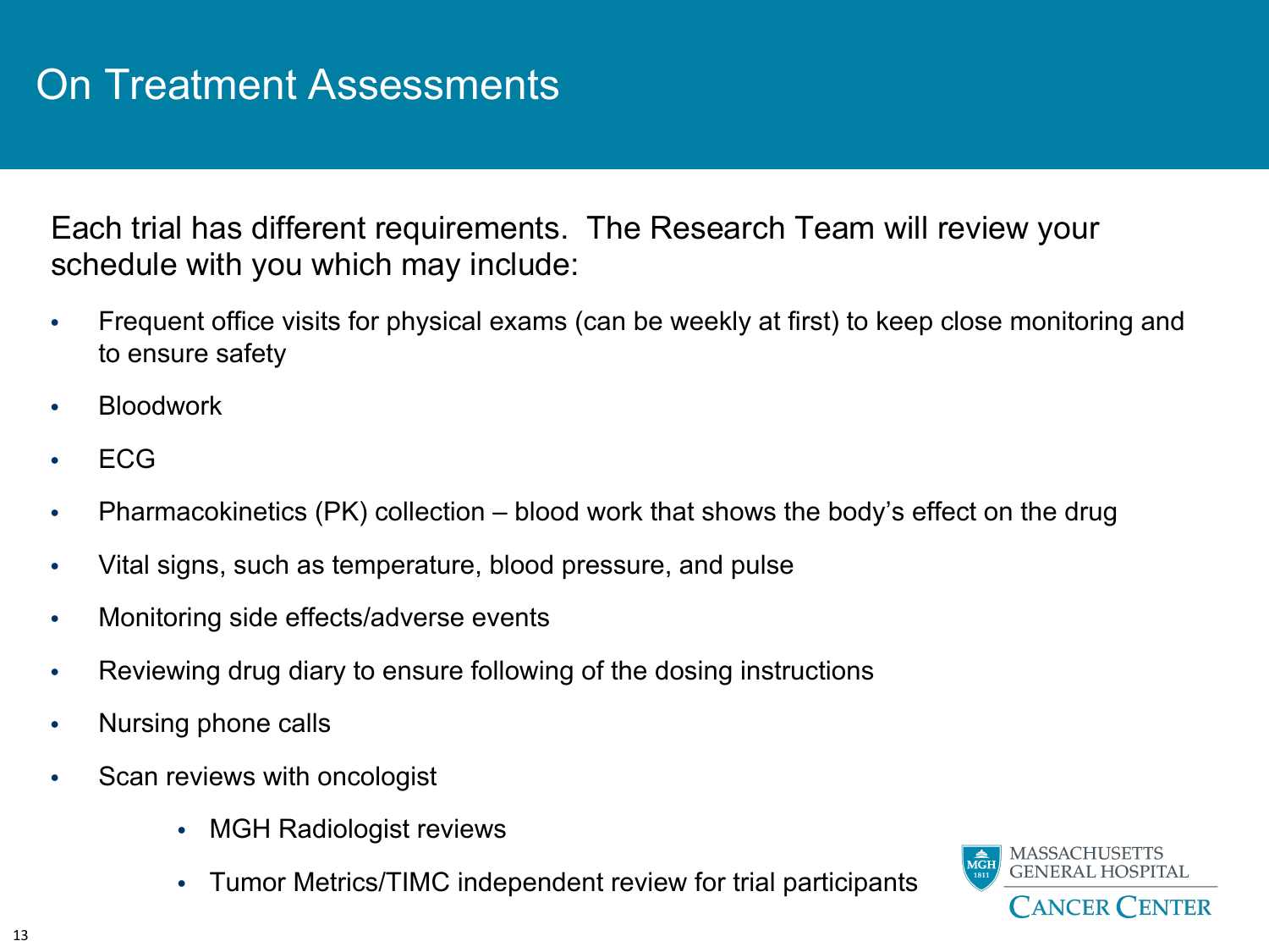# On Treatment Assessments

Each trial has different requirements. The Research Team will review your schedule with you which may include:

- Frequent office visits for physical exams (can be weekly at first) to keep close monitoring and to ensure safety
- Bloodwork
- ECG
- Pharmacokinetics (PK) collection – blood work that shows the body's effect on the drug
- Vital signs, such as temperature, blood pressure, and pulse
- Monitoring side effects/adverse events
- Reviewing drug diary to ensure following of the dosing instructions
- Nursing phone calls
- Scan reviews with oncologist
    - MGH Radiologist reviews
    - Tumor Metrics/TIMC independent review for trial participants

MASSACHUSETTS GENERAL HOSPITAL CANCER CENTER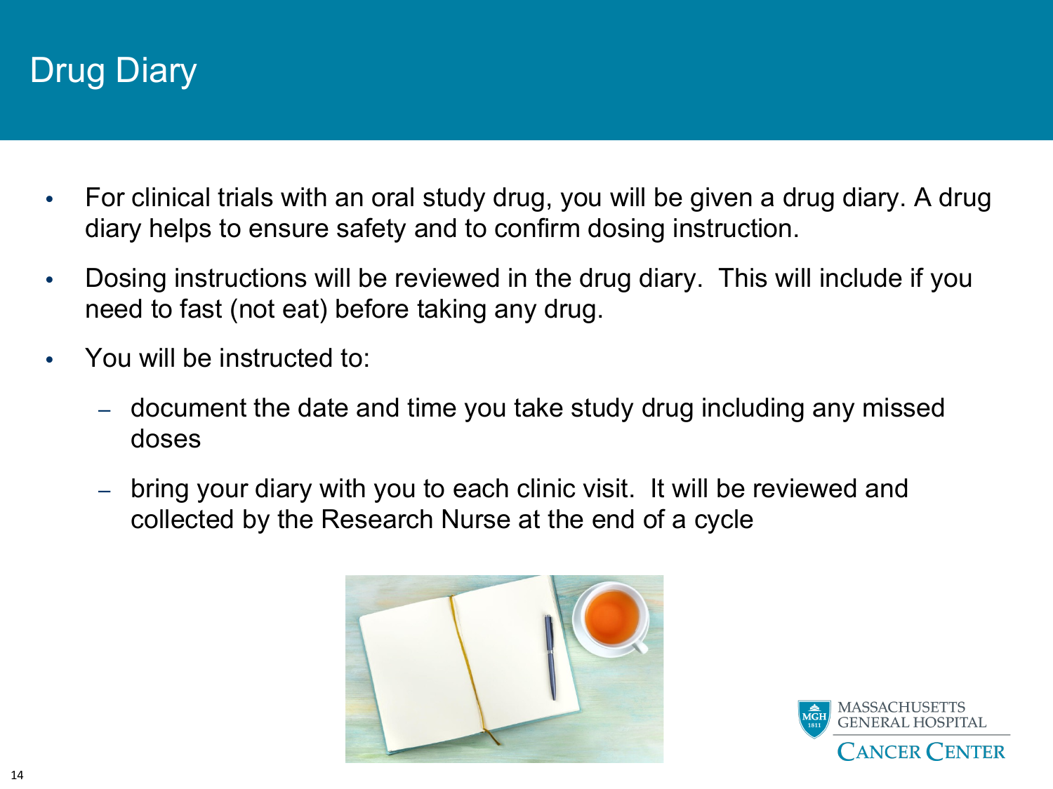# Drug Diary

- For clinical trials with an oral study drug, you will be given a drug diary. A drug diary helps to ensure safety and to confirm dosing instruction.
- Dosing instructions will be reviewed in the drug diary. This will include if you need to fast (not eat) before taking any drug.
- You will be instructed to:
  - document the date and time you take study drug including any missed doses
  - bring your diary with you to each clinic visit. It will be reviewed and collected by the Research Nurse at the end of a cycle

MASSACHUSETTS GENERAL HOSPITAL
CANCER CENTER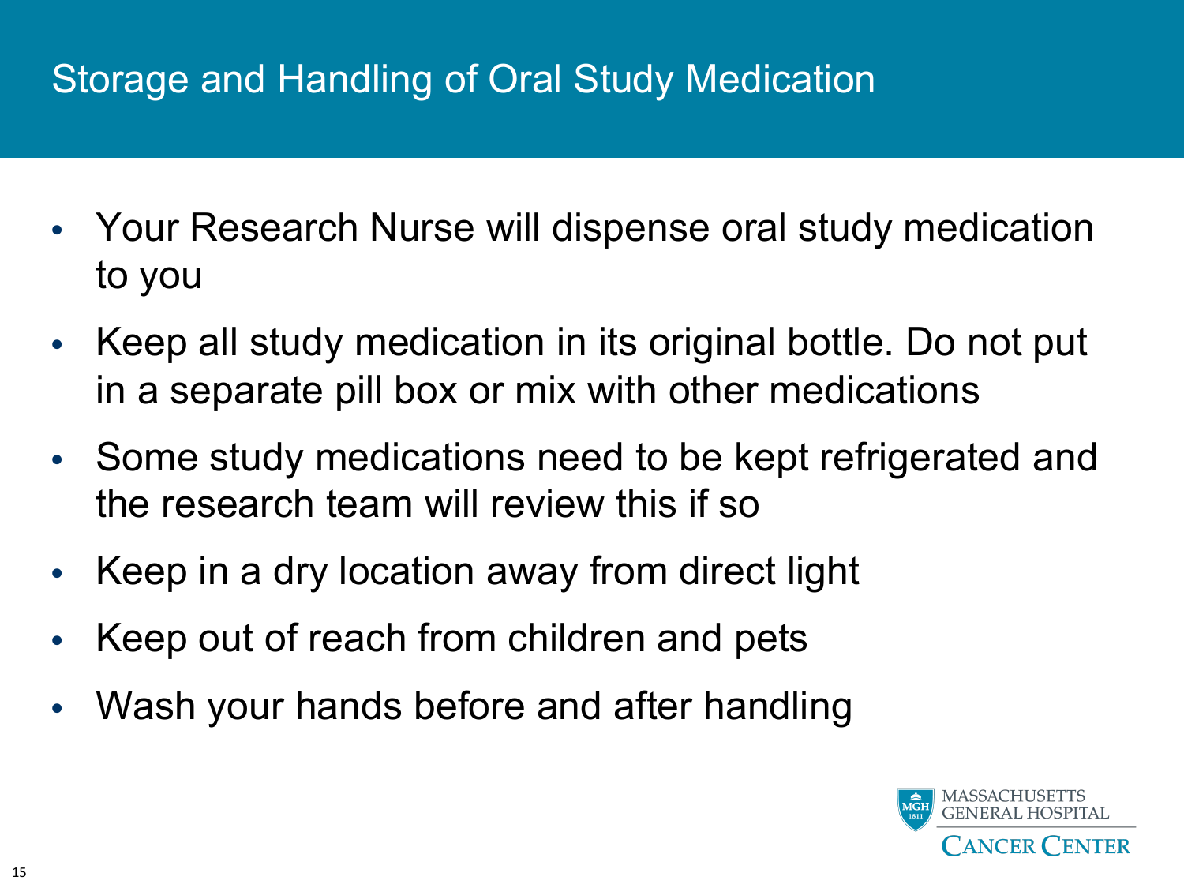# Storage and Handling of Oral Study Medication

- Your Research Nurse will dispense oral study medication to you
- Keep all study medication in its original bottle. Do not put in a separate pill box or mix with other medications
- Some study medications need to be kept refrigerated and the research team will review this if so
- Keep in a dry location away from direct light
- Keep out of reach from children and pets
- Wash your hands before and after handling

MASSACHUSETTS GENERAL HOSPITAL
CANCER CENTER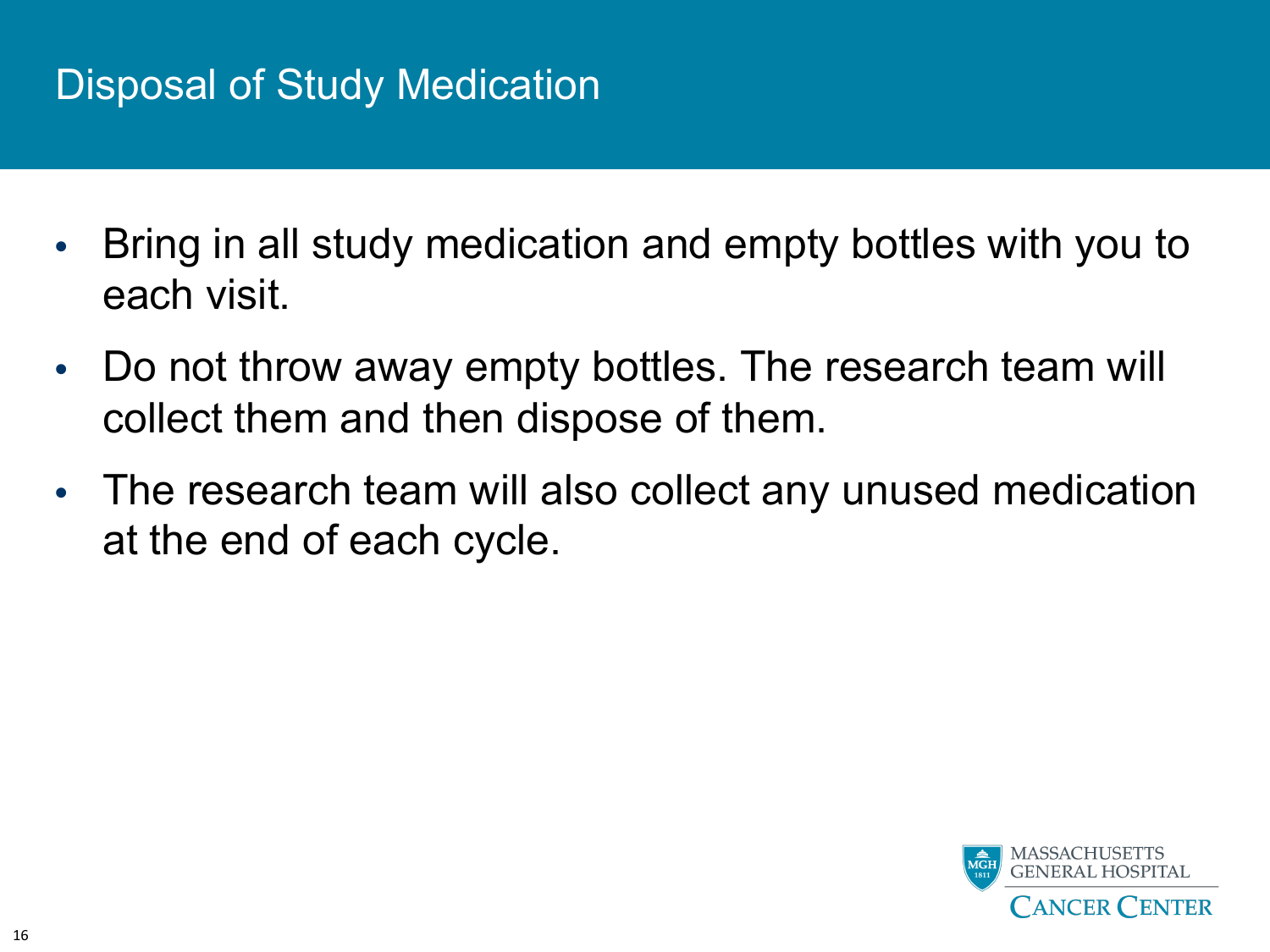# Disposal of Study Medication

- Bring in all study medication and empty bottles with you to each visit.
- Do not throw away empty bottles. The research team will collect them and then dispose of them.
- The research team will also collect any unused medication at the end of each cycle.

MASSACHUSETTS GENERAL HOSPITAL CANCER CENTER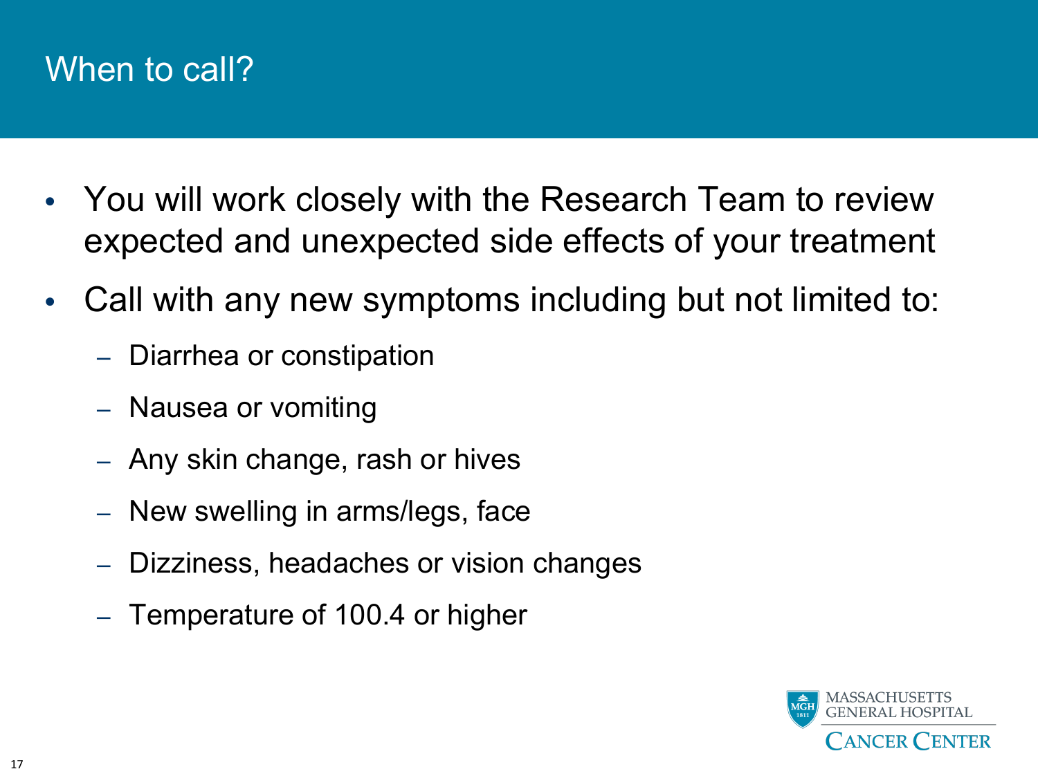# When to call?

- You will work closely with the Research Team to review expected and unexpected side effects of your treatment
- Call with any new symptoms including but not limited to:
  - Diarrhea or constipation
  - Nausea or vomiting
  - Any skin change, rash or hives
  - New swelling in arms/legs, face
  - Dizziness, headaches or vision changes
  - Temperature of 100.4 or higher

MASSACHUSETTS GENERAL HOSPITAL
CANCER CENTER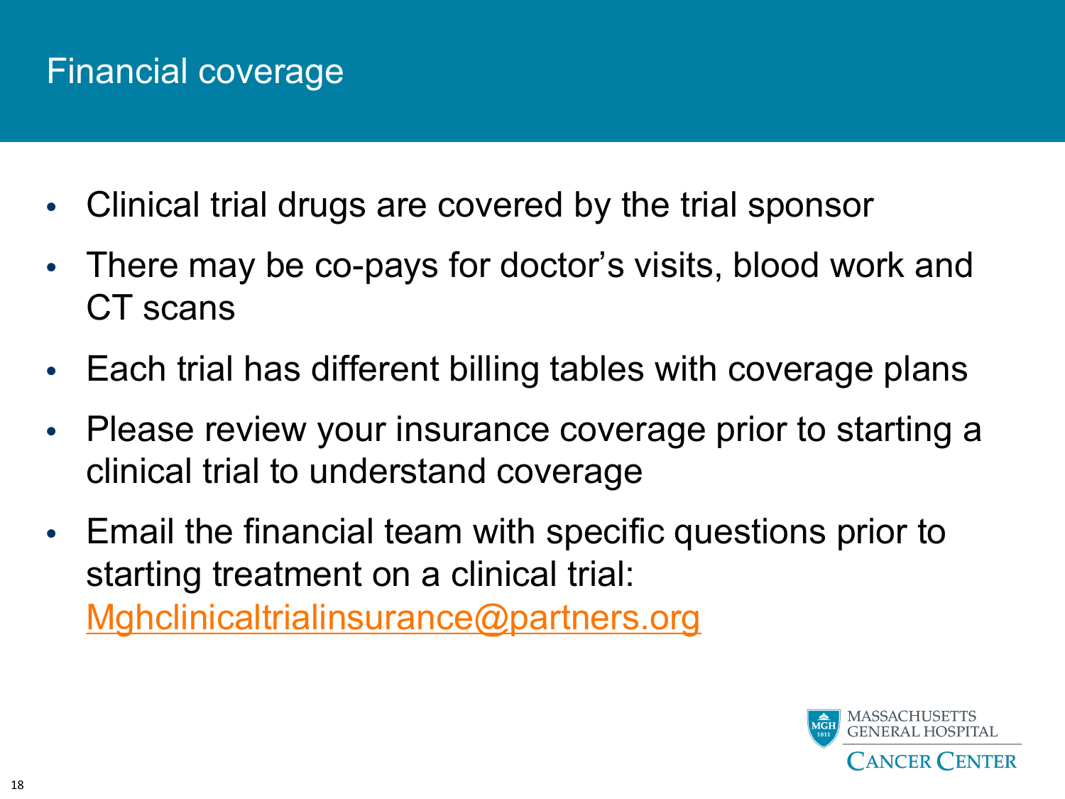# Financial coverage

- Clinical trial drugs are covered by the trial sponsor
- There may be co-pays for doctor's visits, blood work and CT scans
- Each trial has different billing tables with coverage plans
- Please review your insurance coverage prior to starting a clinical trial to understand coverage
- Email the financial team with specific questions prior to starting treatment on a clinical trial: Mghclinicaltrialinsurance@partners.org

MASSACHUSETTS GENERAL HOSPITAL CANCER CENTER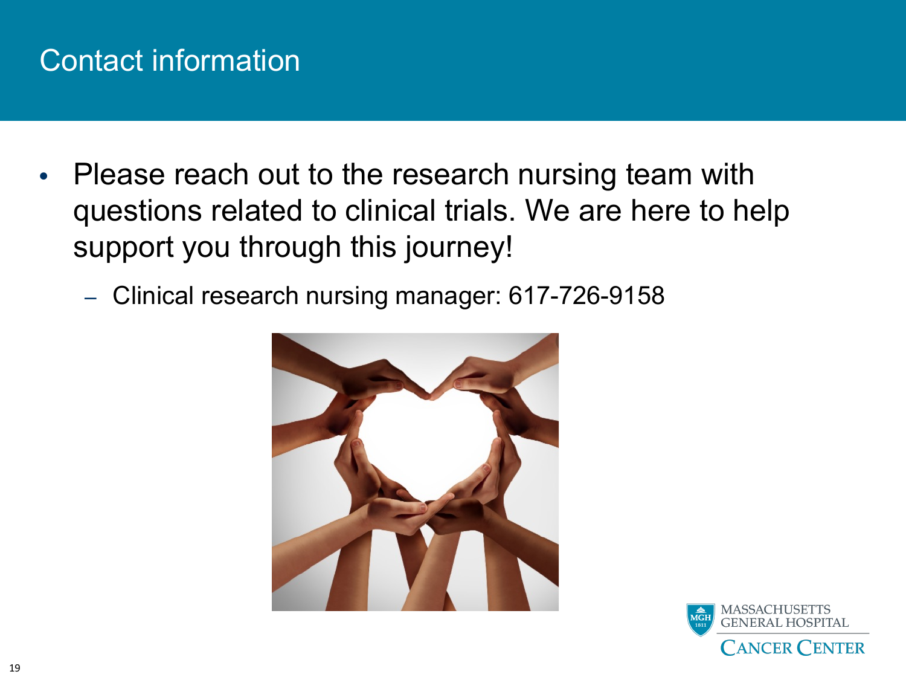# Contact information

- Please reach out to the research nursing team with questions related to clinical trials. We are here to help support you through this journey!
  - Clinical research nursing manager: 617-726-9158

MASSACHUSETTS GENERAL HOSPITAL
CANCER CENTER